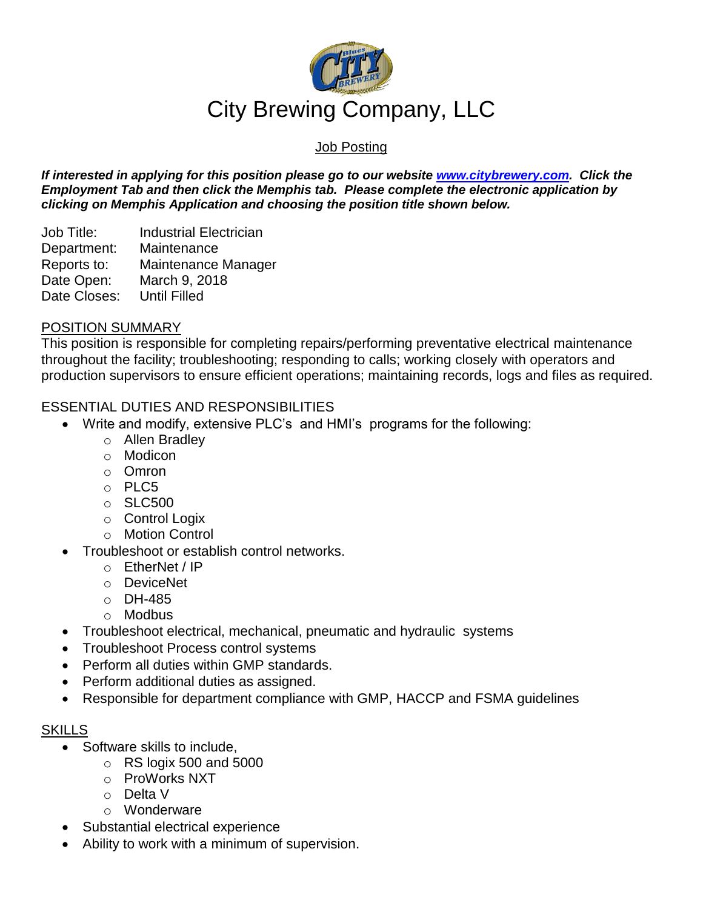# City Brewing Company, LLC

## Job Posting

***If interested in applying for this position please go to our website [www.citybrewery.com](http://www.citybrewery.com). Click the Employment Tab and then click the Memphis tab. Please complete the electronic application by clicking on Memphis Application and choosing the position title shown below.***

| | |
|---|---|
| Job Title: | Industrial Electrician |
| Department: | Maintenance |
| Reports to: | Maintenance Manager |
| Date Open: | March 9, 2018 |
| Date Closes: | Until Filled |

## POSITION SUMMARY

This position is responsible for completing repairs/performing preventative electrical maintenance throughout the facility; troubleshooting; responding to calls; working closely with operators and production supervisors to ensure efficient operations; maintaining records, logs and files as required.

## ESSENTIAL DUTIES AND RESPONSIBILITIES

- Write and modify, extensive PLC's and HMI's programs for the following:
  - Allen Bradley
  - Modicon
  - Omron
  - PLC5
  - SLC500
  - Control Logix
  - Motion Control
- Troubleshoot or establish control networks.
  - EtherNet / IP
  - DeviceNet
  - DH-485
  - Modbus
- Troubleshoot electrical, mechanical, pneumatic and hydraulic systems
- Troubleshoot Process control systems
- Perform all duties within GMP standards.
- Perform additional duties as assigned.
- Responsible for department compliance with GMP, HACCP and FSMA guidelines

## SKILLS

- Software skills to include,
  - RS logix 500 and 5000
  - ProWorks NXT
  - Delta V
  - Wonderware
- Substantial electrical experience
- Ability to work with a minimum of supervision.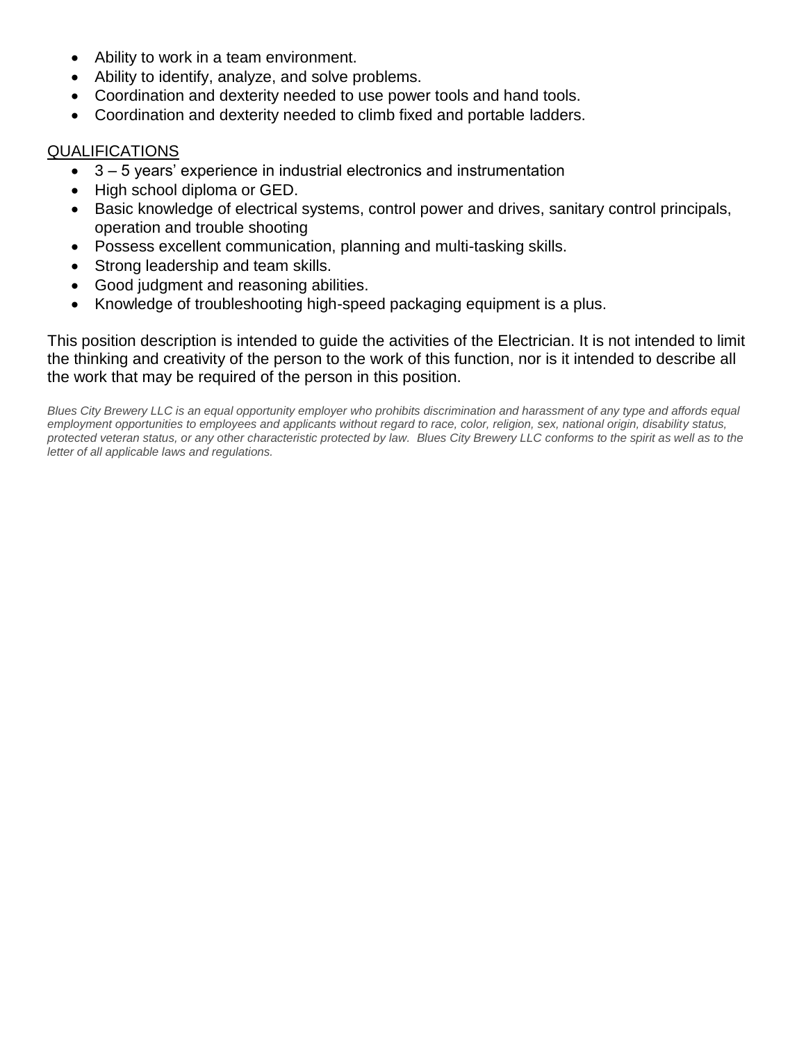- Ability to work in a team environment.
- Ability to identify, analyze, and solve problems.
- Coordination and dexterity needed to use power tools and hand tools.
- Coordination and dexterity needed to climb fixed and portable ladders.

QUALIFICATIONS

- 3 – 5 years' experience in industrial electronics and instrumentation
- High school diploma or GED.
- Basic knowledge of electrical systems, control power and drives, sanitary control principals, operation and trouble shooting
- Possess excellent communication, planning and multi-tasking skills.
- Strong leadership and team skills.
- Good judgment and reasoning abilities.
- Knowledge of troubleshooting high-speed packaging equipment is a plus.

This position description is intended to guide the activities of the Electrician. It is not intended to limit the thinking and creativity of the person to the work of this function, nor is it intended to describe all the work that may be required of the person in this position.

*Blues City Brewery LLC is an equal opportunity employer who prohibits discrimination and harassment of any type and affords equal employment opportunities to employees and applicants without regard to race, color, religion, sex, national origin, disability status, protected veteran status, or any other characteristic protected by law. Blues City Brewery LLC conforms to the spirit as well as to the letter of all applicable laws and regulations.*